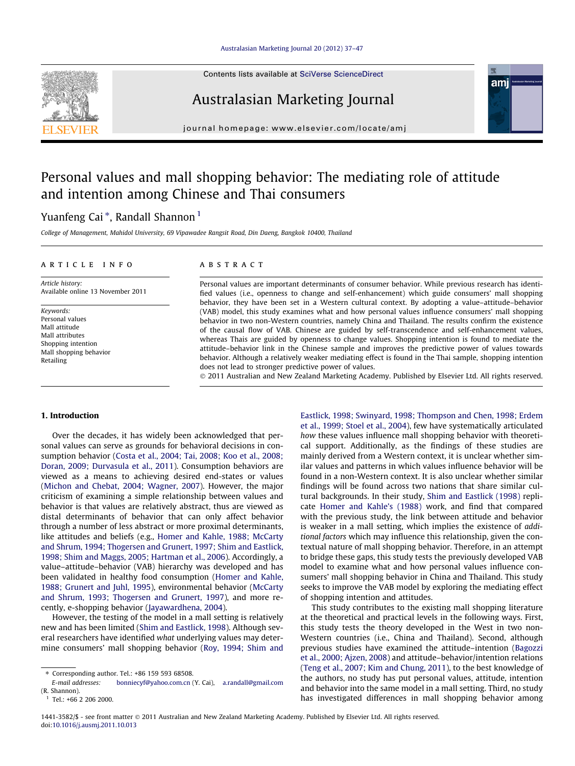# Personal values and mall shopping behavior: The mediating role of attitude and intention among Chinese and Thai consumers

Yuanfeng Cai *, Randall Shannon [1]

College of Management, Mahidol University, 69 Vipawadee Rangsit Road, Din Daeng, Bangkok 10400, Thailand

**ARTICLE INFO**

*Article history:*
Available online 13 November 2011

*Keywords:*
Personal values
Mall attitude
Mall attributes
Shopping intention
Mall shopping behavior
Retailing

**ABSTRACT**

Personal values are important determinants of consumer behavior. While previous research has identified values (i.e., openness to change and self-enhancement) which guide consumers' mall shopping behavior, they have been set in a Western cultural context. By adopting a value–attitude–behavior (VAB) model, this study examines what and how personal values influence consumers' mall shopping behavior in two non-Western countries, namely China and Thailand. The results confirm the existence of the causal flow of VAB. Chinese are guided by self-transcendence and self-enhancement values, whereas Thais are guided by openness to change values. Shopping intention is found to mediate the attitude–behavior link in the Chinese sample and improves the predictive power of values towards behavior. Although a relatively weaker mediating effect is found in the Thai sample, shopping intention does not lead to stronger predictive power of values.

© 2011 Australian and New Zealand Marketing Academy. Published by Elsevier Ltd. All rights reserved.

## 1. Introduction

Over the decades, it has widely been acknowledged that personal values can serve as grounds for behavioral decisions in consumption behavior (Costa et al., 2004; Tai, 2008; Koo et al., 2008; Doran, 2009; Durvasula et al., 2011). Consumption behaviors are viewed as a means to achieving desired end-states or values (Michon and Chebat, 2004; Wagner, 2007). However, the major criticism of examining a simple relationship between values and behavior is that values are relatively abstract, thus are viewed as distal determinants of behavior that can only affect behavior through a number of less abstract or more proximal determinants, like attitudes and beliefs (e.g., Homer and Kahle, 1988; McCarty and Shrum, 1994; Thogersen and Grunert, 1997; Shim and Eastlick, 1998; Shim and Maggs, 2005; Hartman et al., 2006). Accordingly, a value–attitude–behavior (VAB) hierarchy was developed and has been validated in healthy food consumption (Homer and Kahle, 1988; Grunert and Juhl, 1995), environmental behavior (McCarty and Shrum, 1993; Thogersen and Grunert, 1997), and more recently, e-shopping behavior (Jayawardhena, 2004).

However, the testing of the model in a mall setting is relatively new and has been limited (Shim and Eastlick, 1998). Although several researchers have identified *what* underlying values may determine consumers' mall shopping behavior (Roy, 1994; Shim and Eastlick, 1998; Swinyard, 1998; Thompson and Chen, 1998; Erdem et al., 1999; Stoel et al., 2004), few have systematically articulated *how* these values influence mall shopping behavior with theoretical support. Additionally, as the findings of these studies are mainly derived from a Western context, it is unclear whether similar values and patterns in which values influence behavior will be found in a non-Western context. It is also unclear whether similar findings will be found across two nations that share similar cultural backgrounds. In their study, Shim and Eastlick (1998) replicate Homer and Kahle's (1988) work, and find that compared with the previous study, the link between attitude and behavior is weaker in a mall setting, which implies the existence of *additional factors* which may influence this relationship, given the contextual nature of mall shopping behavior. Therefore, in an attempt to bridge these gaps, this study tests the previously developed VAB model to examine what and how personal values influence consumers' mall shopping behavior in China and Thailand. This study seeks to improve the VAB model by exploring the mediating effect of shopping intention and attitudes.

This study contributes to the existing mall shopping literature at the theoretical and practical levels in the following ways. First, this study tests the theory developed in the West in two non-Western countries (i.e., China and Thailand). Second, although previous studies have examined the attitude–intention (Bagozzi et al., 2000; Ajzen, 2008) and attitude–behavior/intention relations (Teng et al., 2007; Kim and Chung, 2011), to the best knowledge of the authors, no study has put personal values, attitude, intention and behavior into the same model in a mall setting. Third, no study has investigated differences in mall shopping behavior among

---

* Corresponding author. Tel.: +86 159 593 68508.
E-mail addresses: bonniecyf@yahoo.com.cn (Y. Cai), a.randall@gmail.com (R. Shannon).
[1] Tel.: +66 2 206 2000.

1441-3582/$ - see front matter © 2011 Australian and New Zealand Marketing Academy. Published by Elsevier Ltd. All rights reserved.
doi:10.1016/j.ausmj.2011.10.013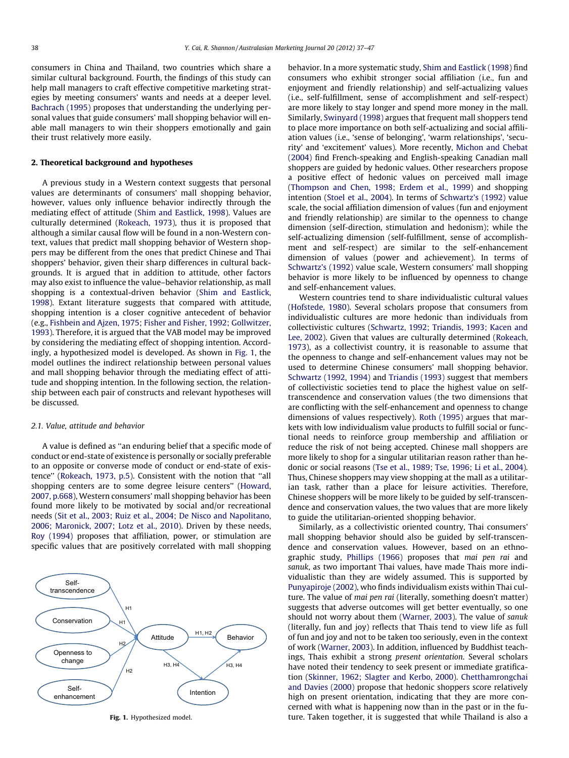consumers in China and Thailand, two countries which share a similar cultural background. Fourth, the findings of this study can help mall managers to craft effective competitive marketing strategies by meeting consumers' wants and needs at a deeper level. Bachrach (1995) proposes that understanding the underlying personal values that guide consumers' mall shopping behavior will enable mall managers to win their shoppers emotionally and gain their trust relatively more easily.

## 2. Theoretical background and hypotheses

A previous study in a Western context suggests that personal values are determinants of consumers' mall shopping behavior, however, values only influence behavior indirectly through the mediating effect of attitude (Shim and Eastlick, 1998). Values are culturally determined (Rokeach, 1973), thus it is proposed that although a similar causal flow will be found in a non-Western context, values that predict mall shopping behavior of Western shoppers may be different from the ones that predict Chinese and Thai shoppers' behavior, given their sharp differences in cultural backgrounds. It is argued that in addition to attitude, other factors may also exist to influence the value–behavior relationship, as mall shopping is a contextual-driven behavior (Shim and Eastlick, 1998). Extant literature suggests that compared with attitude, shopping intention is a closer cognitive antecedent of behavior (e.g., Fishbein and Ajzen, 1975; Fisher and Fisher, 1992; Gollwitzer, 1993). Therefore, it is argued that the VAB model may be improved by considering the mediating effect of shopping intention. Accordingly, a hypothesized model is developed. As shown in Fig. 1, the model outlines the indirect relationship between personal values and mall shopping behavior through the mediating effect of attitude and shopping intention. In the following section, the relationship between each pair of constructs and relevant hypotheses will be discussed.

### 2.1. Value, attitude and behavior

A value is defined as ''an enduring belief that a specific mode of conduct or end-state of existence is personally or socially preferable to an opposite or converse mode of conduct or end-state of existence'' (Rokeach, 1973, p.5). Consistent with the notion that ''all shopping centers are to some degree leisure centers'' (Howard, 2007, p.668), Western consumers' mall shopping behavior has been found more likely to be motivated by social and/or recreational needs (Sit et al., 2003; Ruiz et al., 2004; De Nisco and Napolitano, 2006; Maronick, 2007; Lotz et al., 2010). Driven by these needs, Roy (1994) proposes that affiliation, power, or stimulation are specific values that are positively correlated with mall shopping behavior. In a more systematic study, Shim and Eastlick (1998) find consumers who exhibit stronger social affiliation (i.e., fun and enjoyment and friendly relationship) and self-actualizing values (i.e., self-fulfillment, sense of accomplishment and self-respect) are more likely to stay longer and spend more money in the mall. Similarly, Swinyard (1998) argues that frequent mall shoppers tend to place more importance on both self-actualizing and social affiliation values (i.e., 'sense of belonging', 'warm relationships', 'security' and 'excitement' values). More recently, Michon and Chebat (2004) find French-speaking and English-speaking Canadian mall shoppers are guided by hedonic values. Other researchers propose a positive effect of hedonic values on perceived mall image (Thompson and Chen, 1998; Erdem et al., 1999) and shopping intention (Stoel et al., 2004). In terms of Schwartz's (1992) value scale, the social affiliation dimension of values (fun and enjoyment and friendly relationship) are similar to the openness to change dimension (self-direction, stimulation and hedonism); while the self-actualizing dimension (self-fulfillment, sense of accomplishment and self-respect) are similar to the self-enhancement dimension of values (power and achievement). In terms of Schwartz's (1992) value scale, Western consumers' mall shopping behavior is more likely to be influenced by openness to change and self-enhancement values.

Western countries tend to share individualistic cultural values (Hofstede, 1980). Several scholars propose that consumers from individualistic cultures are more hedonic than individuals from collectivistic cultures (Schwartz, 1992; Triandis, 1993; Kacen and Lee, 2002). Given that values are culturally determined (Rokeach, 1973), as a collectivist country, it is reasonable to assume that the openness to change and self-enhancement values may not be used to determine Chinese consumers' mall shopping behavior. Schwartz (1992, 1994) and Triandis (1993) suggest that members of collectivistic societies tend to place the highest value on self-transcendence and conservation values (the two dimensions that are conflicting with the self-enhancement and openness to change dimensions of values respectively). Roth (1995) argues that markets with low individualism value products to fulfill social or functional needs to reinforce group membership and affiliation or reduce the risk of not being accepted. Chinese mall shoppers are more likely to shop for a singular utilitarian reason rather than hedonic or social reasons (Tse et al., 1989; Tse, 1996; Li et al., 2004). Thus, Chinese shoppers may view shopping at the mall as a utilitarian task, rather than a place for leisure activities. Therefore, Chinese shoppers will be more likely to be guided by self-transcendence and conservation values, the two values that are more likely to guide the utilitarian-oriented shopping behavior.

Similarly, as a collectivistic oriented country, Thai consumers' mall shopping behavior should also be guided by self-transcendence and conservation values. However, based on an ethnographic study, Phillips (1966) proposes that *mai pen rai* and *sanuk*, as two important Thai values, have made Thais more individualistic than they are widely assumed. This is supported by Punyapiroje (2002), who finds individualism exists within Thai culture. The value of *mai pen rai* (literally, something doesn't matter) suggests that adverse outcomes will get better eventually, so one should not worry about them (Warner, 2003). The value of *sanuk* (literally, fun and joy) reflects that Thais tend to view life as full of fun and joy and not to be taken too seriously, even in the context of work (Warner, 2003). In addition, influenced by Buddhist teachings, Thais exhibit a strong *present orientation*. Several scholars have noted their tendency to seek present or immediate gratification (Skinner, 1962; Slagter and Kerbo, 2000). Chetthamrongchai and Davies (2000) propose that hedonic shoppers score relatively high on present orientation, indicating that they are more concerned with what is happening now than in the past or in the future. Taken together, it is suggested that while Thailand is also a

Self-transcendence, Conservation, Openness to change, Self-enhancement → Attitude (H1, H1, H2, H2); Attitude → Behavior (H1, H2); Attitude → Intention (H3, H4); Intention → Behavior (H3, H4)

**Fig. 1.** Hypothesized model.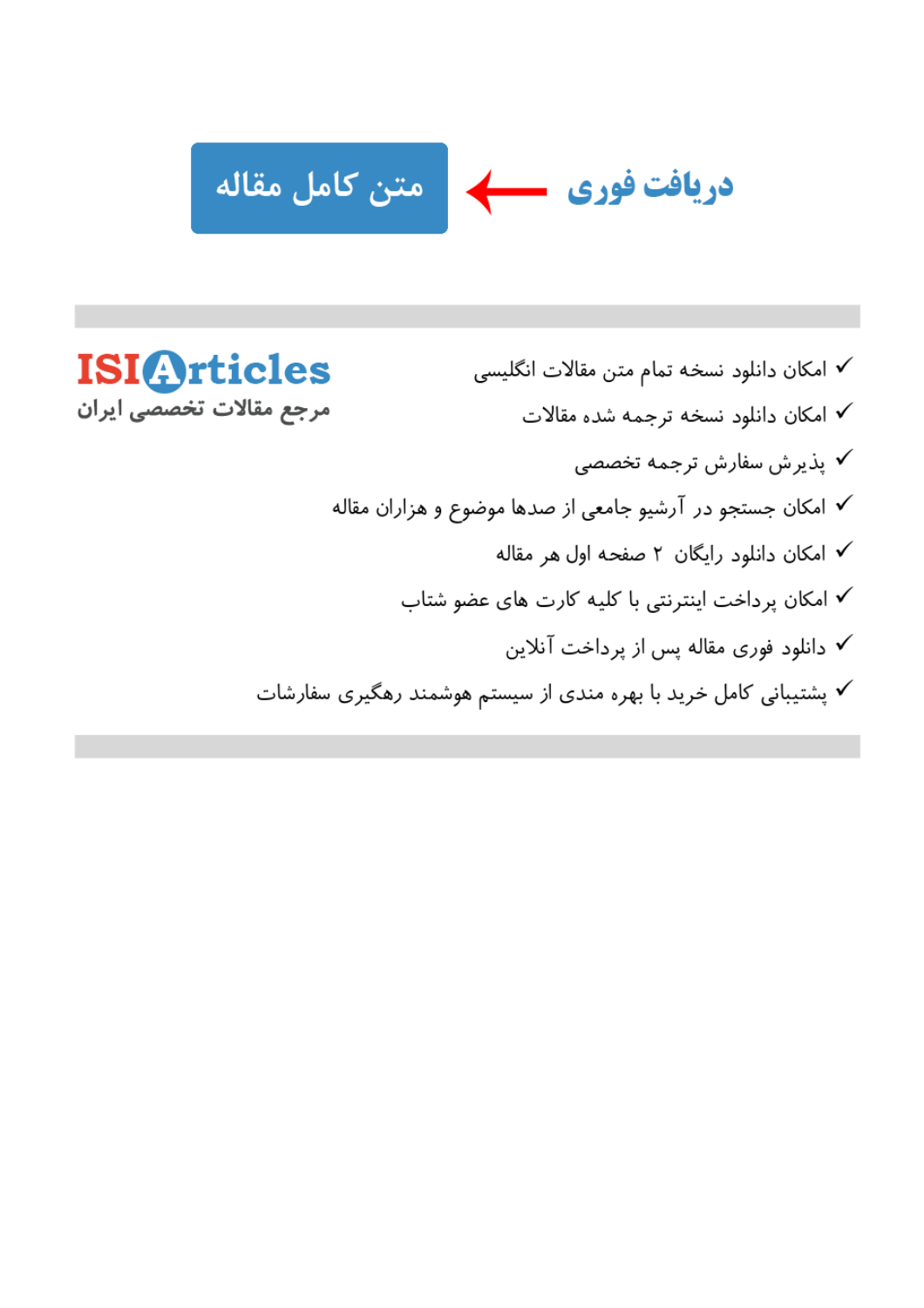دریافت فوری ← متن کامل مقاله

**ISIArticles**
مرجع مقالات تخصصی ایران

- ✓ امکان دانلود نسخه تمام متن مقالات انگلیسی
- ✓ امکان دانلود نسخه ترجمه شده مقالات
- ✓ پذیرش سفارش ترجمه تخصصی
- ✓ امکان جستجو در آرشیو جامعی از صدها موضوع و هزاران مقاله
- ✓ امکان دانلود رایگان ۲ صفحه اول هر مقاله
- ✓ امکان پرداخت اینترنتی با کلیه کارت های عضو شتاب
- ✓ دانلود فوری مقاله پس از پرداخت آنلاین
- ✓ پشتیبانی کامل خرید با بهره مندی از سیستم هوشمند رهگیری سفارشات